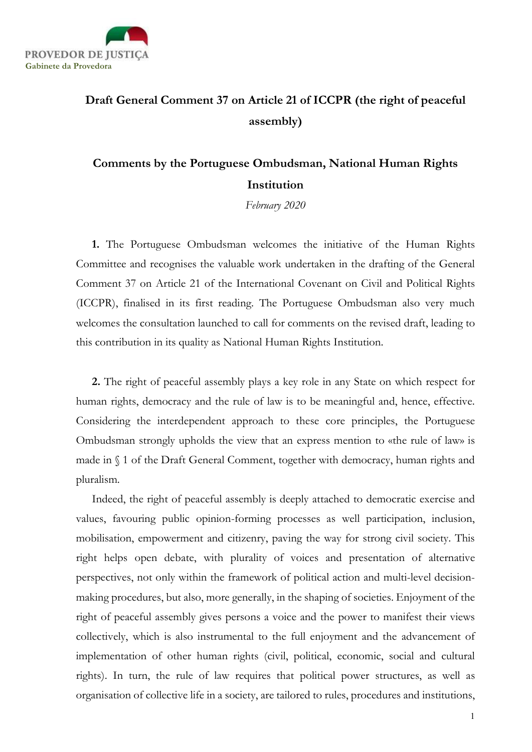PROVEDOR DE JUSTIÇA
Gabinete da Provedora

# Draft General Comment 37 on Article 21 of ICCPR (the right of peaceful assembly)

## Comments by the Portuguese Ombudsman, National Human Rights Institution

*February 2020*

**1.** The Portuguese Ombudsman welcomes the initiative of the Human Rights Committee and recognises the valuable work undertaken in the drafting of the General Comment 37 on Article 21 of the International Covenant on Civil and Political Rights (ICCPR), finalised in its first reading. The Portuguese Ombudsman also very much welcomes the consultation launched to call for comments on the revised draft, leading to this contribution in its quality as National Human Rights Institution.

**2.** The right of peaceful assembly plays a key role in any State on which respect for human rights, democracy and the rule of law is to be meaningful and, hence, effective. Considering the interdependent approach to these core principles, the Portuguese Ombudsman strongly upholds the view that an express mention to «the rule of law» is made in § 1 of the Draft General Comment, together with democracy, human rights and pluralism.

Indeed, the right of peaceful assembly is deeply attached to democratic exercise and values, favouring public opinion-forming processes as well participation, inclusion, mobilisation, empowerment and citizenry, paving the way for strong civil society. This right helps open debate, with plurality of voices and presentation of alternative perspectives, not only within the framework of political action and multi-level decision-making procedures, but also, more generally, in the shaping of societies. Enjoyment of the right of peaceful assembly gives persons a voice and the power to manifest their views collectively, which is also instrumental to the full enjoyment and the advancement of implementation of other human rights (civil, political, economic, social and cultural rights). In turn, the rule of law requires that political power structures, as well as organisation of collective life in a society, are tailored to rules, procedures and institutions,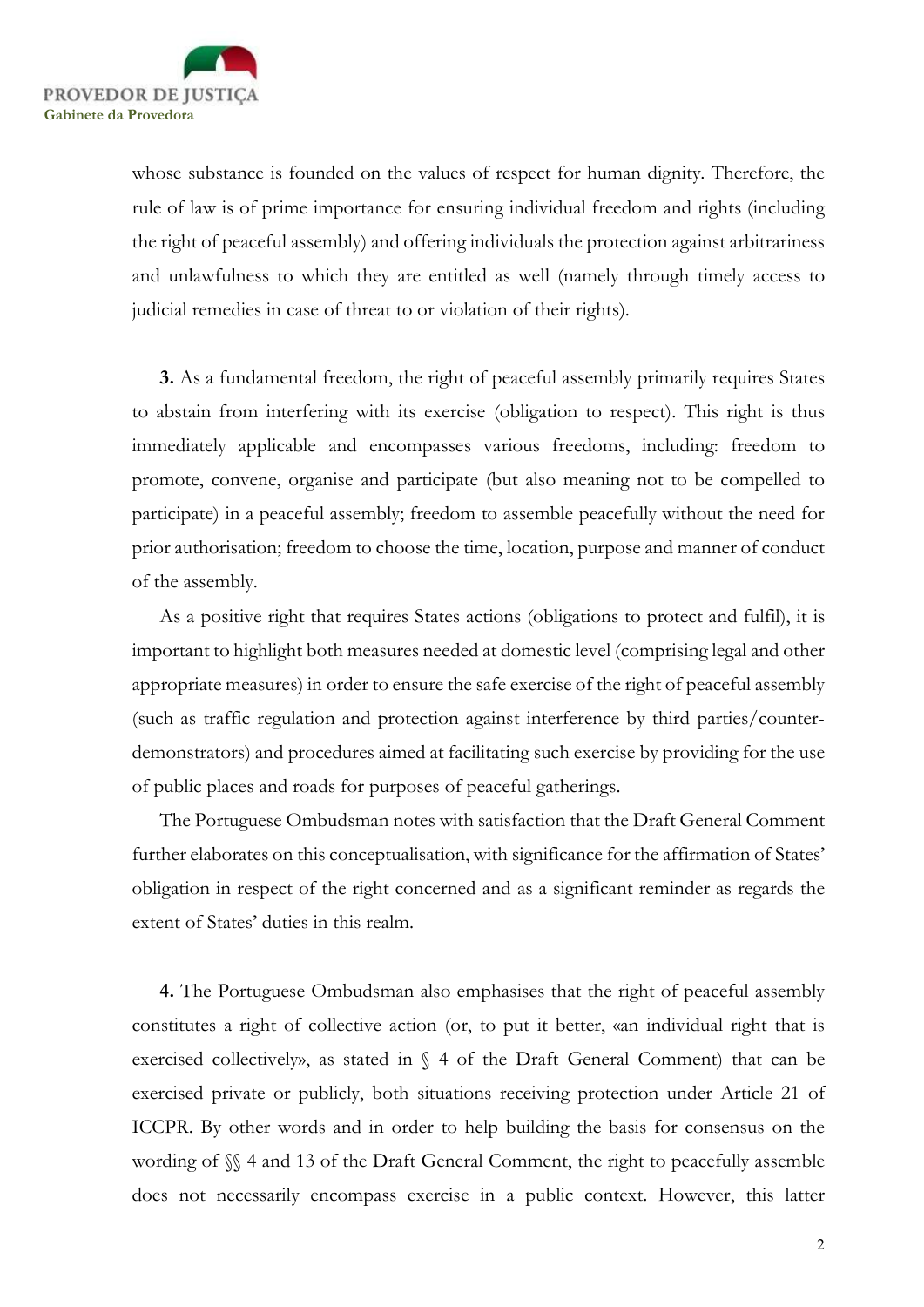whose substance is founded on the values of respect for human dignity. Therefore, the rule of law is of prime importance for ensuring individual freedom and rights (including the right of peaceful assembly) and offering individuals the protection against arbitrariness and unlawfulness to which they are entitled as well (namely through timely access to judicial remedies in case of threat to or violation of their rights).

**3.** As a fundamental freedom, the right of peaceful assembly primarily requires States to abstain from interfering with its exercise (obligation to respect). This right is thus immediately applicable and encompasses various freedoms, including: freedom to promote, convene, organise and participate (but also meaning not to be compelled to participate) in a peaceful assembly; freedom to assemble peacefully without the need for prior authorisation; freedom to choose the time, location, purpose and manner of conduct of the assembly.

As a positive right that requires States actions (obligations to protect and fulfil), it is important to highlight both measures needed at domestic level (comprising legal and other appropriate measures) in order to ensure the safe exercise of the right of peaceful assembly (such as traffic regulation and protection against interference by third parties/counter-demonstrators) and procedures aimed at facilitating such exercise by providing for the use of public places and roads for purposes of peaceful gatherings.

The Portuguese Ombudsman notes with satisfaction that the Draft General Comment further elaborates on this conceptualisation, with significance for the affirmation of States' obligation in respect of the right concerned and as a significant reminder as regards the extent of States' duties in this realm.

**4.** The Portuguese Ombudsman also emphasises that the right of peaceful assembly constitutes a right of collective action (or, to put it better, «an individual right that is exercised collectively», as stated in § 4 of the Draft General Comment) that can be exercised private or publicly, both situations receiving protection under Article 21 of ICCPR. By other words and in order to help building the basis for consensus on the wording of §§ 4 and 13 of the Draft General Comment, the right to peacefully assemble does not necessarily encompass exercise in a public context. However, this latter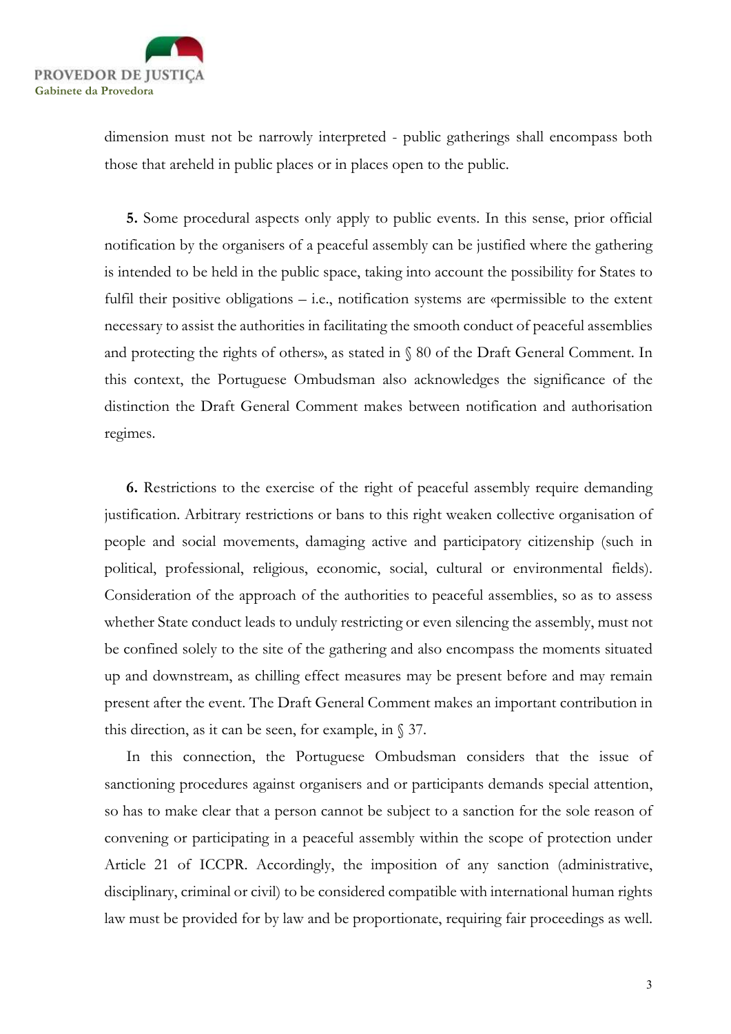dimension must not be narrowly interpreted - public gatherings shall encompass both those that areheld in public places or in places open to the public.

**5.** Some procedural aspects only apply to public events. In this sense, prior official notification by the organisers of a peaceful assembly can be justified where the gathering is intended to be held in the public space, taking into account the possibility for States to fulfil their positive obligations – i.e., notification systems are «permissible to the extent necessary to assist the authorities in facilitating the smooth conduct of peaceful assemblies and protecting the rights of others», as stated in § 80 of the Draft General Comment. In this context, the Portuguese Ombudsman also acknowledges the significance of the distinction the Draft General Comment makes between notification and authorisation regimes.

**6.** Restrictions to the exercise of the right of peaceful assembly require demanding justification. Arbitrary restrictions or bans to this right weaken collective organisation of people and social movements, damaging active and participatory citizenship (such in political, professional, religious, economic, social, cultural or environmental fields). Consideration of the approach of the authorities to peaceful assemblies, so as to assess whether State conduct leads to unduly restricting or even silencing the assembly, must not be confined solely to the site of the gathering and also encompass the moments situated up and downstream, as chilling effect measures may be present before and may remain present after the event. The Draft General Comment makes an important contribution in this direction, as it can be seen, for example, in § 37.

In this connection, the Portuguese Ombudsman considers that the issue of sanctioning procedures against organisers and or participants demands special attention, so has to make clear that a person cannot be subject to a sanction for the sole reason of convening or participating in a peaceful assembly within the scope of protection under Article 21 of ICCPR. Accordingly, the imposition of any sanction (administrative, disciplinary, criminal or civil) to be considered compatible with international human rights law must be provided for by law and be proportionate, requiring fair proceedings as well.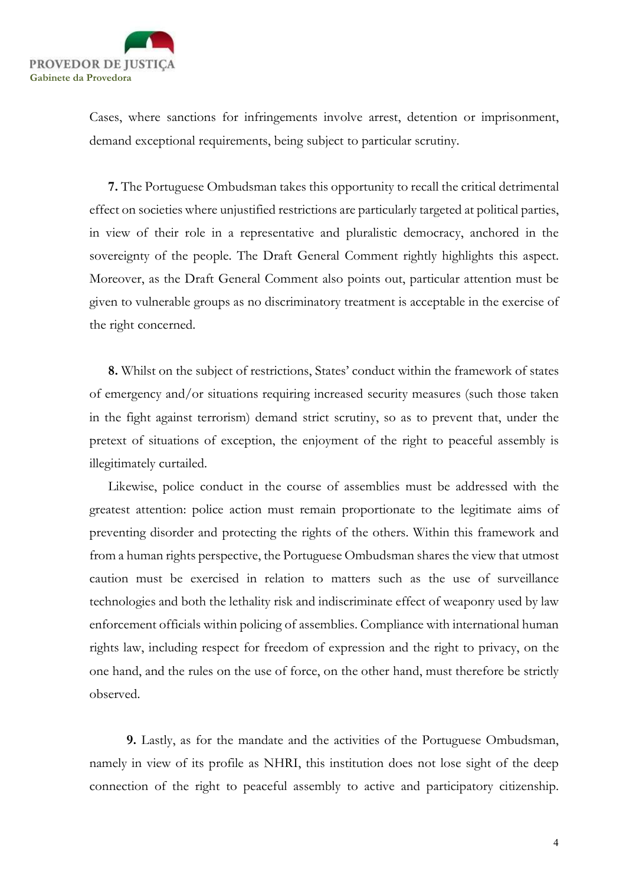Cases, where sanctions for infringements involve arrest, detention or imprisonment, demand exceptional requirements, being subject to particular scrutiny.

**7.** The Portuguese Ombudsman takes this opportunity to recall the critical detrimental effect on societies where unjustified restrictions are particularly targeted at political parties, in view of their role in a representative and pluralistic democracy, anchored in the sovereignty of the people. The Draft General Comment rightly highlights this aspect. Moreover, as the Draft General Comment also points out, particular attention must be given to vulnerable groups as no discriminatory treatment is acceptable in the exercise of the right concerned.

**8.** Whilst on the subject of restrictions, States' conduct within the framework of states of emergency and/or situations requiring increased security measures (such those taken in the fight against terrorism) demand strict scrutiny, so as to prevent that, under the pretext of situations of exception, the enjoyment of the right to peaceful assembly is illegitimately curtailed.

Likewise, police conduct in the course of assemblies must be addressed with the greatest attention: police action must remain proportionate to the legitimate aims of preventing disorder and protecting the rights of the others. Within this framework and from a human rights perspective, the Portuguese Ombudsman shares the view that utmost caution must be exercised in relation to matters such as the use of surveillance technologies and both the lethality risk and indiscriminate effect of weaponry used by law enforcement officials within policing of assemblies. Compliance with international human rights law, including respect for freedom of expression and the right to privacy, on the one hand, and the rules on the use of force, on the other hand, must therefore be strictly observed.

**9.** Lastly, as for the mandate and the activities of the Portuguese Ombudsman, namely in view of its profile as NHRI, this institution does not lose sight of the deep connection of the right to peaceful assembly to active and participatory citizenship.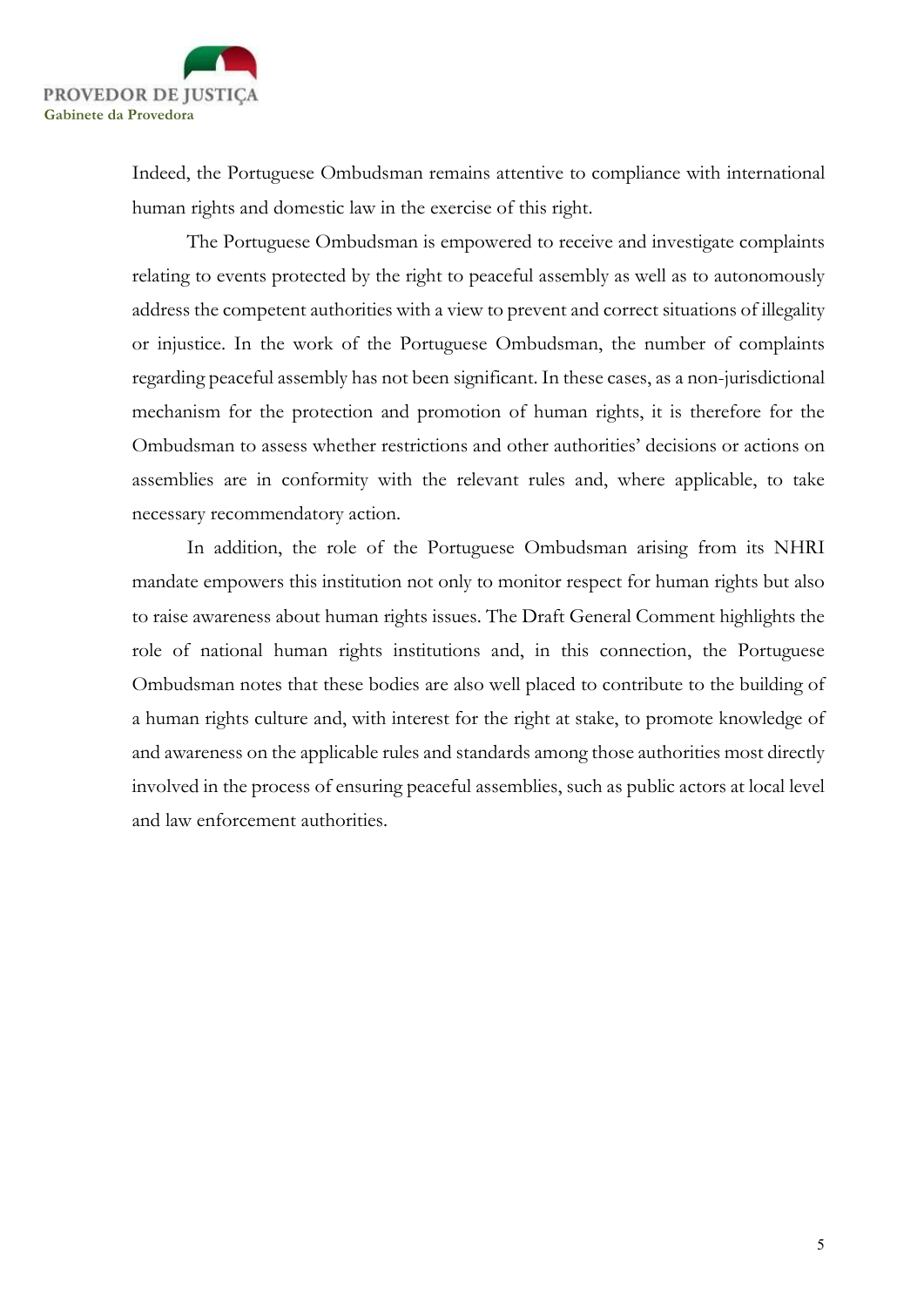Indeed, the Portuguese Ombudsman remains attentive to compliance with international human rights and domestic law in the exercise of this right.

The Portuguese Ombudsman is empowered to receive and investigate complaints relating to events protected by the right to peaceful assembly as well as to autonomously address the competent authorities with a view to prevent and correct situations of illegality or injustice. In the work of the Portuguese Ombudsman, the number of complaints regarding peaceful assembly has not been significant. In these cases, as a non-jurisdictional mechanism for the protection and promotion of human rights, it is therefore for the Ombudsman to assess whether restrictions and other authorities' decisions or actions on assemblies are in conformity with the relevant rules and, where applicable, to take necessary recommendatory action.

In addition, the role of the Portuguese Ombudsman arising from its NHRI mandate empowers this institution not only to monitor respect for human rights but also to raise awareness about human rights issues. The Draft General Comment highlights the role of national human rights institutions and, in this connection, the Portuguese Ombudsman notes that these bodies are also well placed to contribute to the building of a human rights culture and, with interest for the right at stake, to promote knowledge of and awareness on the applicable rules and standards among those authorities most directly involved in the process of ensuring peaceful assemblies, such as public actors at local level and law enforcement authorities.